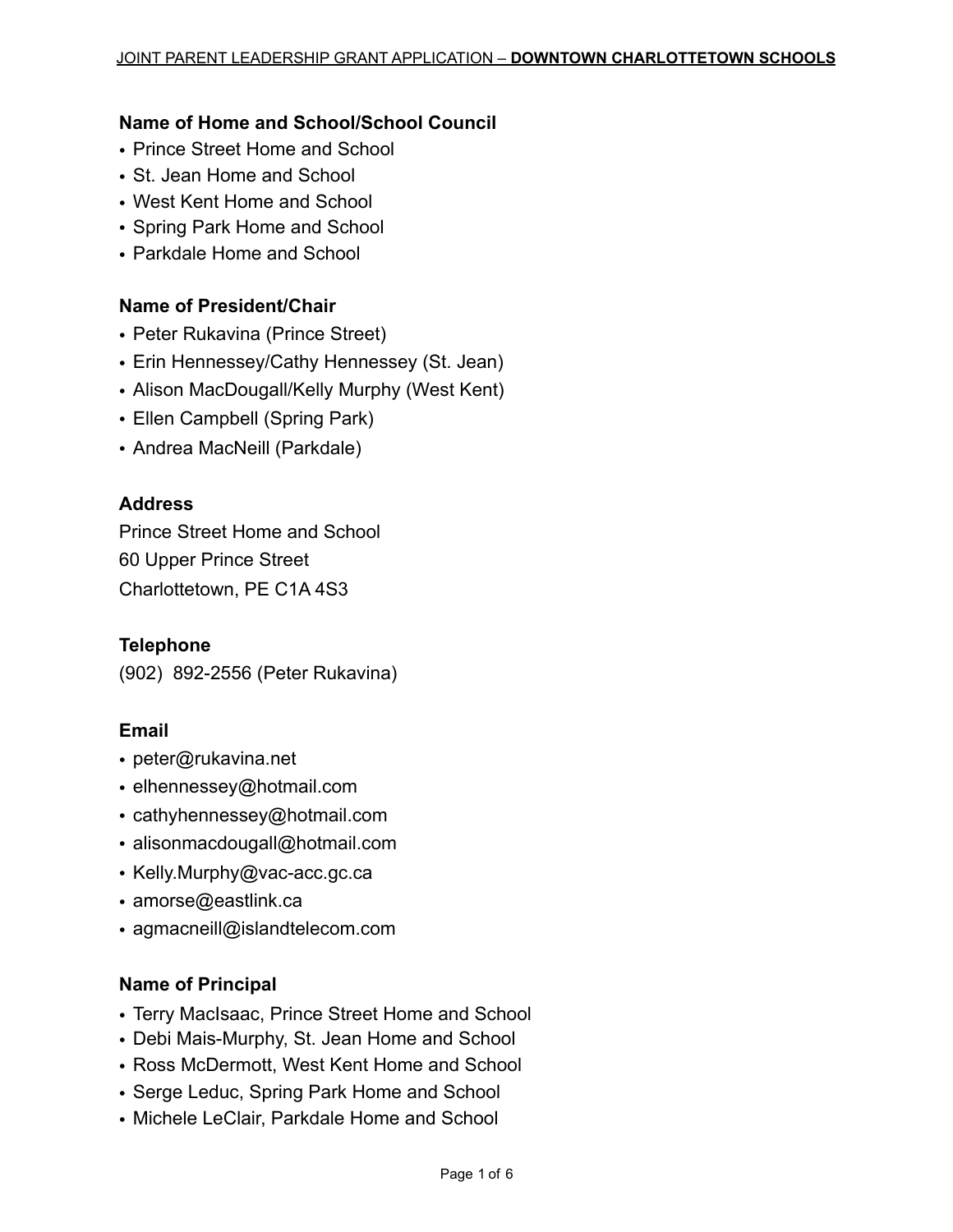### Name of Home and School/School Council

- Prince Street Home and School
- St. Jean Home and School
- West Kent Home and School
- Spring Park Home and School
- Parkdale Home and School

### Name of President/Chair

- Peter Rukavina (Prince Street)
- Erin Hennessey/Cathy Hennessey (St. Jean)
- Alison MacDougall/Kelly Murphy (West Kent)
- Ellen Campbell (Spring Park)
- Andrea MacNeill (Parkdale)

### Address

Prince Street Home and School
60 Upper Prince Street
Charlottetown, PE C1A 4S3

### Telephone

(902) 892-2556 (Peter Rukavina)

### Email

- peter@rukavina.net
- elhennessey@hotmail.com
- cathyhennessey@hotmail.com
- alisonmacdougall@hotmail.com
- Kelly.Murphy@vac-acc.gc.ca
- amorse@eastlink.ca
- agmacneill@islandtelecom.com

### Name of Principal

- Terry MacIsaac, Prince Street Home and School
- Debi Mais-Murphy, St. Jean Home and School
- Ross McDermott, West Kent Home and School
- Serge Leduc, Spring Park Home and School
- Michele LeClair, Parkdale Home and School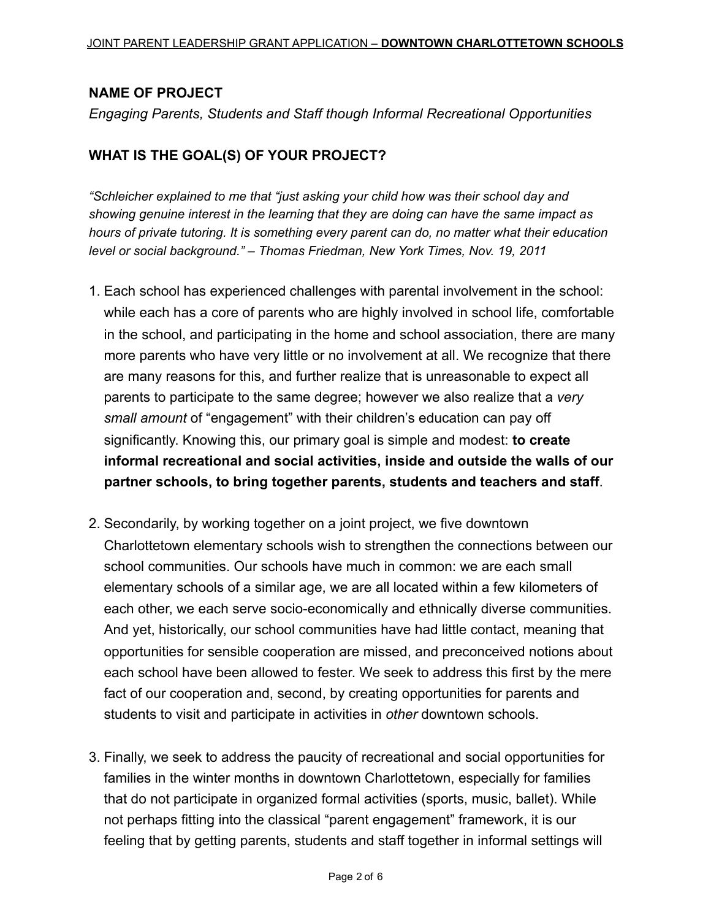## NAME OF PROJECT

*Engaging Parents, Students and Staff though Informal Recreational Opportunities*

## WHAT IS THE GOAL(S) OF YOUR PROJECT?

*"Schleicher explained to me that "just asking your child how was their school day and showing genuine interest in the learning that they are doing can have the same impact as hours of private tutoring. It is something every parent can do, no matter what their education level or social background." – Thomas Friedman, New York Times, Nov. 19, 2011*

1. Each school has experienced challenges with parental involvement in the school: while each has a core of parents who are highly involved in school life, comfortable in the school, and participating in the home and school association, there are many more parents who have very little or no involvement at all. We recognize that there are many reasons for this, and further realize that is unreasonable to expect all parents to participate to the same degree; however we also realize that a *very small amount* of "engagement" with their children's education can pay off significantly. Knowing this, our primary goal is simple and modest: **to create informal recreational and social activities, inside and outside the walls of our partner schools, to bring together parents, students and teachers and staff**.

2. Secondarily, by working together on a joint project, we five downtown Charlottetown elementary schools wish to strengthen the connections between our school communities. Our schools have much in common: we are each small elementary schools of a similar age, we are all located within a few kilometers of each other, we each serve socio-economically and ethnically diverse communities. And yet, historically, our school communities have had little contact, meaning that opportunities for sensible cooperation are missed, and preconceived notions about each school have been allowed to fester. We seek to address this first by the mere fact of our cooperation and, second, by creating opportunities for parents and students to visit and participate in activities in *other* downtown schools.

3. Finally, we seek to address the paucity of recreational and social opportunities for families in the winter months in downtown Charlottetown, especially for families that do not participate in organized formal activities (sports, music, ballet). While not perhaps fitting into the classical "parent engagement" framework, it is our feeling that by getting parents, students and staff together in informal settings will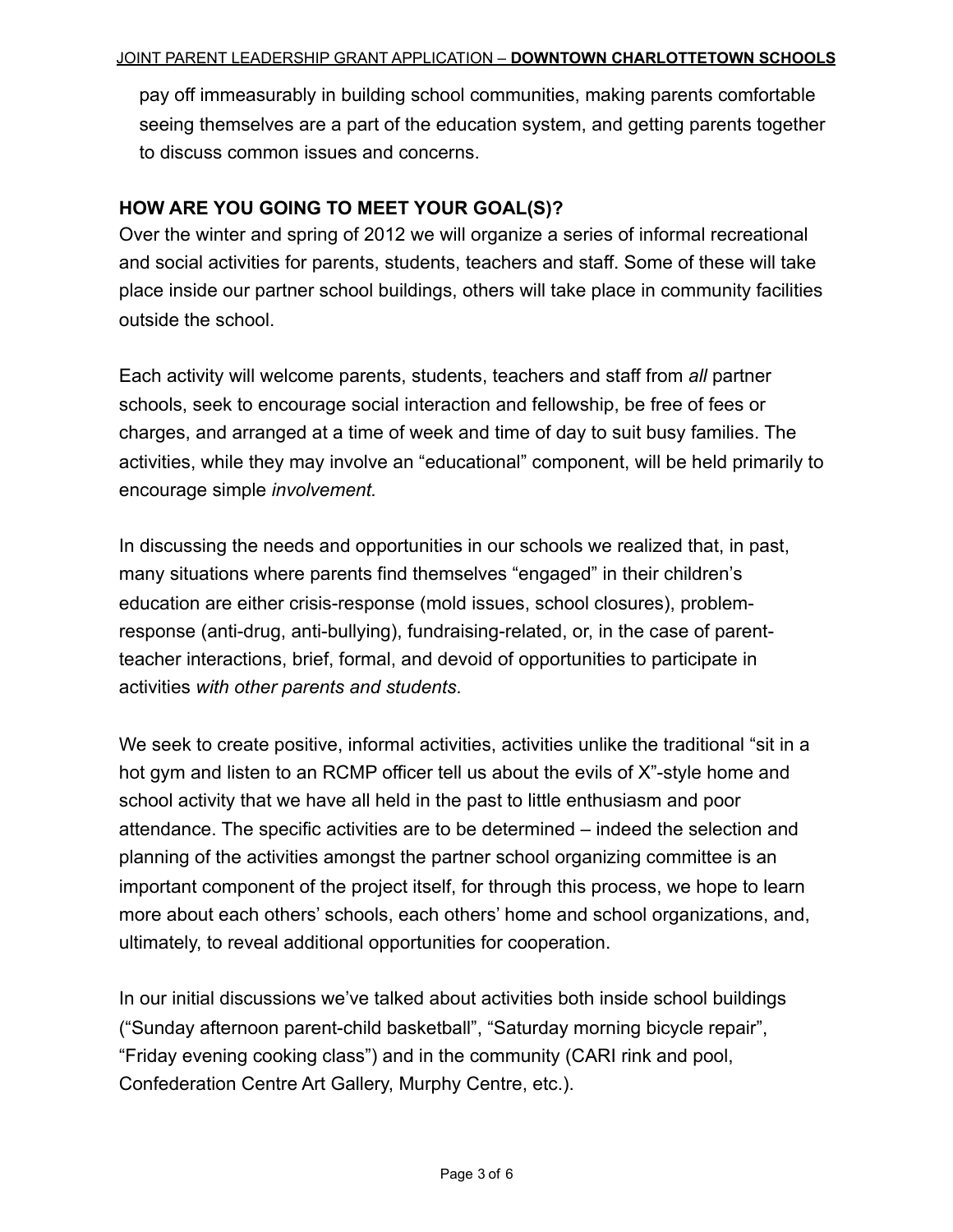pay off immeasurably in building school communities, making parents comfortable seeing themselves are a part of the education system, and getting parents together to discuss common issues and concerns.

## HOW ARE YOU GOING TO MEET YOUR GOAL(S)?

Over the winter and spring of 2012 we will organize a series of informal recreational and social activities for parents, students, teachers and staff. Some of these will take place inside our partner school buildings, others will take place in community facilities outside the school.

Each activity will welcome parents, students, teachers and staff from *all* partner schools, seek to encourage social interaction and fellowship, be free of fees or charges, and arranged at a time of week and time of day to suit busy families. The activities, while they may involve an "educational" component, will be held primarily to encourage simple *involvement.*

In discussing the needs and opportunities in our schools we realized that, in past, many situations where parents find themselves "engaged" in their children's education are either crisis-response (mold issues, school closures), problem-response (anti-drug, anti-bullying), fundraising-related, or, in the case of parent-teacher interactions, brief, formal, and devoid of opportunities to participate in activities *with other parents and students*.

We seek to create positive, informal activities, activities unlike the traditional "sit in a hot gym and listen to an RCMP officer tell us about the evils of X"-style home and school activity that we have all held in the past to little enthusiasm and poor attendance. The specific activities are to be determined – indeed the selection and planning of the activities amongst the partner school organizing committee is an important component of the project itself, for through this process, we hope to learn more about each others' schools, each others' home and school organizations, and, ultimately, to reveal additional opportunities for cooperation.

In our initial discussions we've talked about activities both inside school buildings ("Sunday afternoon parent-child basketball", "Saturday morning bicycle repair", "Friday evening cooking class") and in the community (CARI rink and pool, Confederation Centre Art Gallery, Murphy Centre, etc.).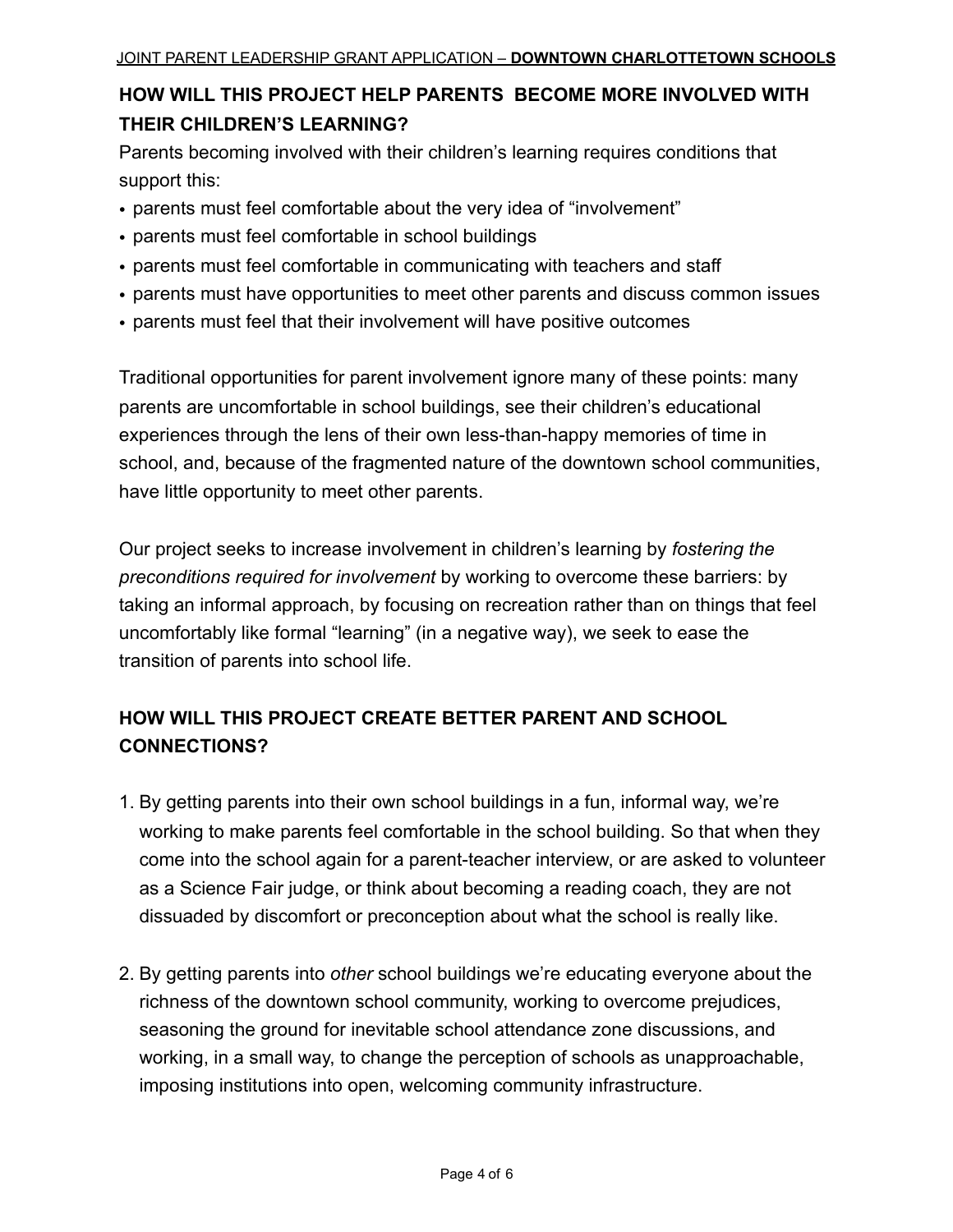## HOW WILL THIS PROJECT HELP PARENTS BECOME MORE INVOLVED WITH THEIR CHILDREN'S LEARNING?

Parents becoming involved with their children's learning requires conditions that support this:

- parents must feel comfortable about the very idea of "involvement"
- parents must feel comfortable in school buildings
- parents must feel comfortable in communicating with teachers and staff
- parents must have opportunities to meet other parents and discuss common issues
- parents must feel that their involvement will have positive outcomes

Traditional opportunities for parent involvement ignore many of these points: many parents are uncomfortable in school buildings, see their children's educational experiences through the lens of their own less-than-happy memories of time in school, and, because of the fragmented nature of the downtown school communities, have little opportunity to meet other parents.

Our project seeks to increase involvement in children's learning by *fostering the preconditions required for involvement* by working to overcome these barriers: by taking an informal approach, by focusing on recreation rather than on things that feel uncomfortably like formal "learning" (in a negative way), we seek to ease the transition of parents into school life.

## HOW WILL THIS PROJECT CREATE BETTER PARENT AND SCHOOL CONNECTIONS?

1. By getting parents into their own school buildings in a fun, informal way, we're working to make parents feel comfortable in the school building. So that when they come into the school again for a parent-teacher interview, or are asked to volunteer as a Science Fair judge, or think about becoming a reading coach, they are not dissuaded by discomfort or preconception about what the school is really like.

2. By getting parents into *other* school buildings we're educating everyone about the richness of the downtown school community, working to overcome prejudices, seasoning the ground for inevitable school attendance zone discussions, and working, in a small way, to change the perception of schools as unapproachable, imposing institutions into open, welcoming community infrastructure.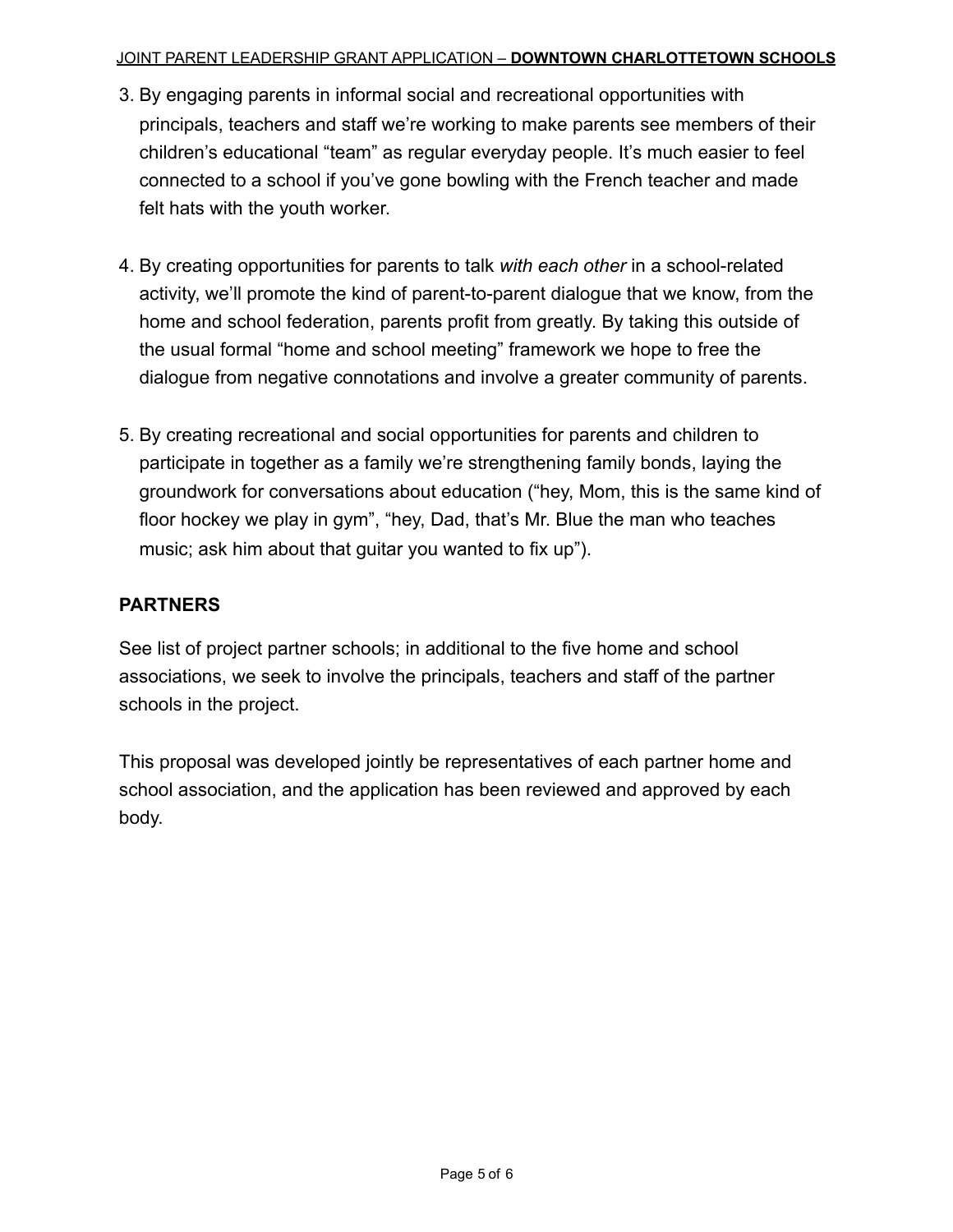3. By engaging parents in informal social and recreational opportunities with principals, teachers and staff we're working to make parents see members of their children's educational "team" as regular everyday people. It's much easier to feel connected to a school if you've gone bowling with the French teacher and made felt hats with the youth worker.

4. By creating opportunities for parents to talk *with each other* in a school-related activity, we'll promote the kind of parent-to-parent dialogue that we know, from the home and school federation, parents profit from greatly. By taking this outside of the usual formal "home and school meeting" framework we hope to free the dialogue from negative connotations and involve a greater community of parents.

5. By creating recreational and social opportunities for parents and children to participate in together as a family we're strengthening family bonds, laying the groundwork for conversations about education ("hey, Mom, this is the same kind of floor hockey we play in gym", "hey, Dad, that's Mr. Blue the man who teaches music; ask him about that guitar you wanted to fix up").

## PARTNERS

See list of project partner schools; in additional to the five home and school associations, we seek to involve the principals, teachers and staff of the partner schools in the project.

This proposal was developed jointly be representatives of each partner home and school association, and the application has been reviewed and approved by each body.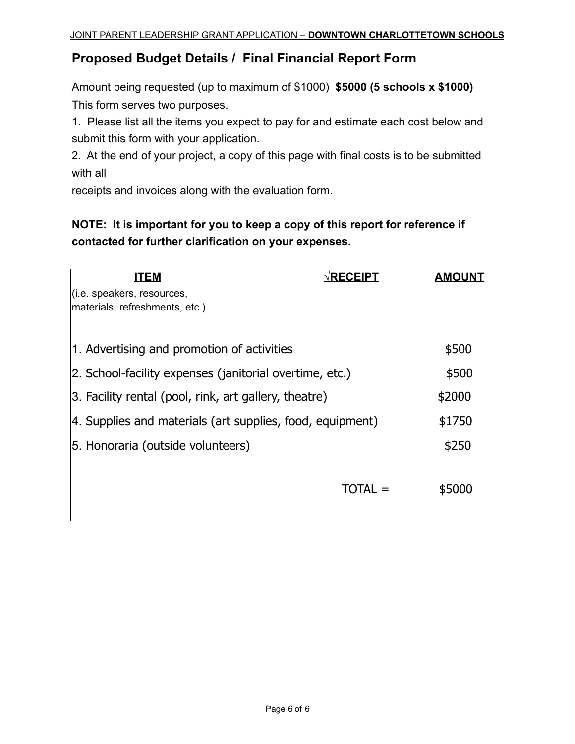## Proposed Budget Details / Final Financial Report Form

Amount being requested (up to maximum of $1000) **$5000 (5 schools x $1000)**

This form serves two purposes.

1. Please list all the items you expect to pay for and estimate each cost below and submit this form with your application.
2. At the end of your project, a copy of this page with final costs is to be submitted with all

receipts and invoices along with the evaluation form.

**NOTE: It is important for you to keep a copy of this report for reference if contacted for further clarification on your expenses.**

| **ITEM** (i.e. speakers, resources, materials, refreshments, etc.) | **√RECEIPT** | **AMOUNT** |
|---|---|---|
| 1. Advertising and promotion of activities | | $500 |
| 2. School-facility expenses (janitorial overtime, etc.) | | $500 |
| 3. Facility rental (pool, rink, art gallery, theatre) | | $2000 |
| 4. Supplies and materials (art supplies, food, equipment) | | $1750 |
| 5. Honoraria (outside volunteers) | | $250 |
| | TOTAL = | $5000 |